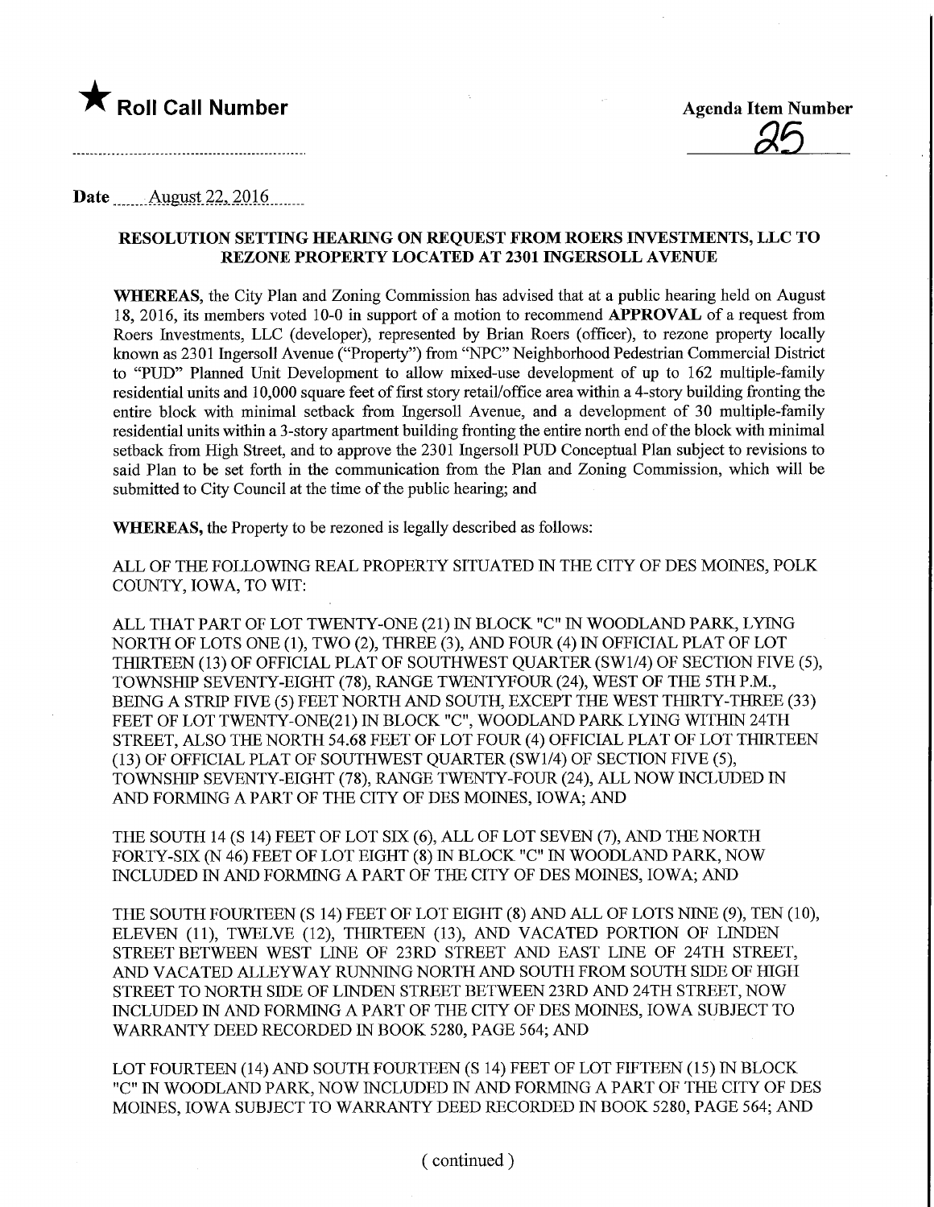★ **Roll Call Number**

**Agenda Item Number**

25

**Date** August 22, 2016

## RESOLUTION SETTING HEARING ON REQUEST FROM ROERS INVESTMENTS, LLC TO REZONE PROPERTY LOCATED AT 2301 INGERSOLL AVENUE

**WHEREAS,** the City Plan and Zoning Commission has advised that at a public hearing held on August 18, 2016, its members voted 10-0 in support of a motion to recommend **APPROVAL** of a request from Roers Investments, LLC (developer), represented by Brian Roers (officer), to rezone property locally known as 2301 Ingersoll Avenue ("Property") from "NPC" Neighborhood Pedestrian Commercial District to "PUD" Planned Unit Development to allow mixed-use development of up to 162 multiple-family residential units and 10,000 square feet of first story retail/office area within a 4-story building fronting the entire block with minimal setback from Ingersoll Avenue, and a development of 30 multiple-family residential units within a 3-story apartment building fronting the entire north end of the block with minimal setback from High Street, and to approve the 2301 Ingersoll PUD Conceptual Plan subject to revisions to said Plan to be set forth in the communication from the Plan and Zoning Commission, which will be submitted to City Council at the time of the public hearing; and

**WHEREAS,** the Property to be rezoned is legally described as follows:

ALL OF THE FOLLOWING REAL PROPERTY SITUATED IN THE CITY OF DES MOINES, POLK COUNTY, IOWA, TO WIT:

ALL THAT PART OF LOT TWENTY-ONE (21) IN BLOCK "C" IN WOODLAND PARK, LYING NORTH OF LOTS ONE (1), TWO (2), THREE (3), AND FOUR (4) IN OFFICIAL PLAT OF LOT THIRTEEN (13) OF OFFICIAL PLAT OF SOUTHWEST QUARTER (SW1/4) OF SECTION FIVE (5), TOWNSHIP SEVENTY-EIGHT (78), RANGE TWENTYFOUR (24), WEST OF THE 5TH P.M., BEING A STRIP FIVE (5) FEET NORTH AND SOUTH, EXCEPT THE WEST THIRTY-THREE (33) FEET OF LOT TWENTY-ONE(21) IN BLOCK "C", WOODLAND PARK LYING WITHIN 24TH STREET, ALSO THE NORTH 54.68 FEET OF LOT FOUR (4) OFFICIAL PLAT OF LOT THIRTEEN (13) OF OFFICIAL PLAT OF SOUTHWEST QUARTER (SW1/4) OF SECTION FIVE (5), TOWNSHIP SEVENTY-EIGHT (78), RANGE TWENTY-FOUR (24), ALL NOW INCLUDED IN AND FORMING A PART OF THE CITY OF DES MOINES, IOWA; AND

THE SOUTH 14 (S 14) FEET OF LOT SIX (6), ALL OF LOT SEVEN (7), AND THE NORTH FORTY-SIX (N 46) FEET OF LOT EIGHT (8) IN BLOCK "C" IN WOODLAND PARK, NOW INCLUDED IN AND FORMING A PART OF THE CITY OF DES MOINES, IOWA; AND

THE SOUTH FOURTEEN (S 14) FEET OF LOT EIGHT (8) AND ALL OF LOTS NINE (9), TEN (10), ELEVEN (11), TWELVE (12), THIRTEEN (13), AND VACATED PORTION OF LINDEN STREET BETWEEN WEST LINE OF 23RD STREET AND EAST LINE OF 24TH STREET, AND VACATED ALLEYWAY RUNNING NORTH AND SOUTH FROM SOUTH SIDE OF HIGH STREET TO NORTH SIDE OF LINDEN STREET BETWEEN 23RD AND 24TH STREET, NOW INCLUDED IN AND FORMING A PART OF THE CITY OF DES MOINES, IOWA SUBJECT TO WARRANTY DEED RECORDED IN BOOK 5280, PAGE 564; AND

LOT FOURTEEN (14) AND SOUTH FOURTEEN (S 14) FEET OF LOT FIFTEEN (15) IN BLOCK "C" IN WOODLAND PARK, NOW INCLUDED IN AND FORMING A PART OF THE CITY OF DES MOINES, IOWA SUBJECT TO WARRANTY DEED RECORDED IN BOOK 5280, PAGE 564; AND

( continued )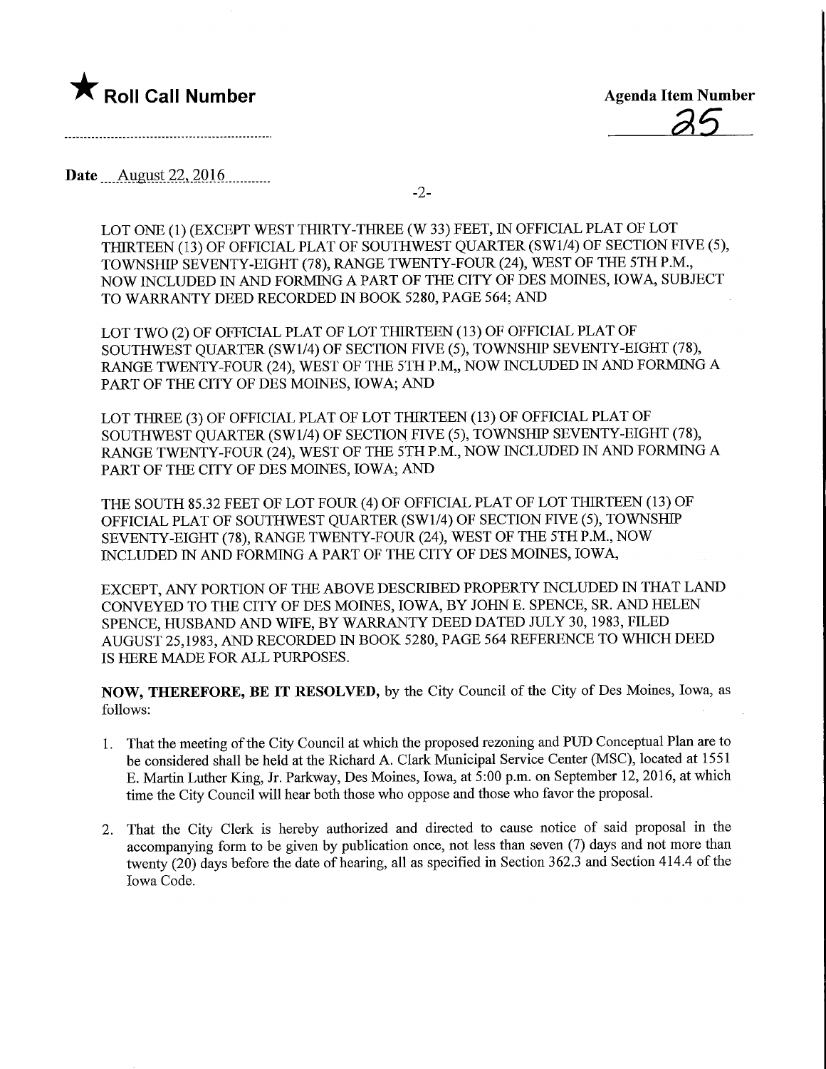★ **Roll Call Number**

**Agenda Item Number**
25

**Date** August 22, 2016

LOT ONE (1) (EXCEPT WEST THIRTY-THREE (W 33) FEET, IN OFFICIAL PLAT OF LOT THIRTEEN (13) OF OFFICIAL PLAT OF SOUTHWEST QUARTER (SW1/4) OF SECTION FIVE (5), TOWNSHIP SEVENTY-EIGHT (78), RANGE TWENTY-FOUR (24), WEST OF THE 5TH P.M., NOW INCLUDED IN AND FORMING A PART OF THE CITY OF DES MOINES, IOWA, SUBJECT TO WARRANTY DEED RECORDED IN BOOK 5280, PAGE 564; AND

LOT TWO (2) OF OFFICIAL PLAT OF LOT THIRTEEN (13) OF OFFICIAL PLAT OF SOUTHWEST QUARTER (SW1/4) OF SECTION FIVE (5), TOWNSHIP SEVENTY-EIGHT (78), RANGE TWENTY-FOUR (24), WEST OF THE 5TH P.M,, NOW INCLUDED IN AND FORMING A PART OF THE CITY OF DES MOINES, IOWA; AND

LOT THREE (3) OF OFFICIAL PLAT OF LOT THIRTEEN (13) OF OFFICIAL PLAT OF SOUTHWEST QUARTER (SW1/4) OF SECTION FIVE (5), TOWNSHIP SEVENTY-EIGHT (78), RANGE TWENTY-FOUR (24), WEST OF THE 5TH P.M., NOW INCLUDED IN AND FORMING A PART OF THE CITY OF DES MOINES, IOWA; AND

THE SOUTH 85.32 FEET OF LOT FOUR (4) OF OFFICIAL PLAT OF LOT THIRTEEN (13) OF OFFICIAL PLAT OF SOUTHWEST QUARTER (SW1/4) OF SECTION FIVE (5), TOWNSHIP SEVENTY-EIGHT (78), RANGE TWENTY-FOUR (24), WEST OF THE 5TH P.M., NOW INCLUDED IN AND FORMING A PART OF THE CITY OF DES MOINES, IOWA,

EXCEPT, ANY PORTION OF THE ABOVE DESCRIBED PROPERTY INCLUDED IN THAT LAND CONVEYED TO THE CITY OF DES MOINES, IOWA, BY JOHN E. SPENCE, SR. AND HELEN SPENCE, HUSBAND AND WIFE, BY WARRANTY DEED DATED JULY 30, 1983, FILED AUGUST 25,1983, AND RECORDED IN BOOK 5280, PAGE 564 REFERENCE TO WHICH DEED IS HERE MADE FOR ALL PURPOSES.

**NOW, THEREFORE, BE IT RESOLVED,** by the City Council of the City of Des Moines, Iowa, as follows:

1. That the meeting of the City Council at which the proposed rezoning and PUD Conceptual Plan are to be considered shall be held at the Richard A. Clark Municipal Service Center (MSC), located at 1551 E. Martin Luther King, Jr. Parkway, Des Moines, Iowa, at 5:00 p.m. on September 12, 2016, at which time the City Council will hear both those who oppose and those who favor the proposal.

2. That the City Clerk is hereby authorized and directed to cause notice of said proposal in the accompanying form to be given by publication once, not less than seven (7) days and not more than twenty (20) days before the date of hearing, all as specified in Section 362.3 and Section 414.4 of the Iowa Code.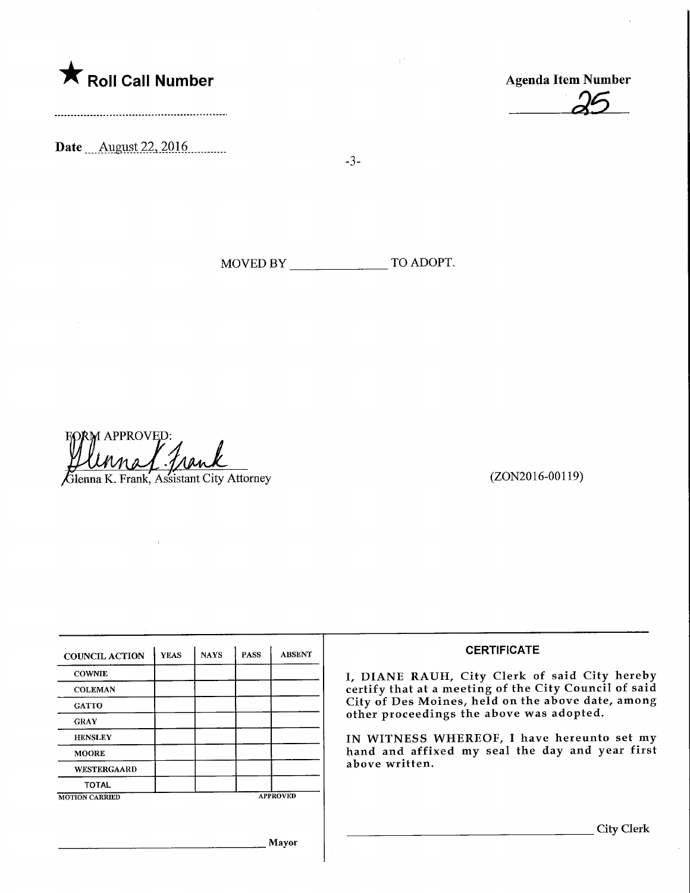★ **Roll Call Number**

**Agenda Item Number**

25

**Date** August 22, 2016

MOVED BY ______________ TO ADOPT.

FORM APPROVED:

Glenna K. Frank, Assistant City Attorney

(ZON2016-00119)

| COUNCIL ACTION | YEAS | NAYS | PASS | ABSENT |
| --- | --- | --- | --- | --- |
| COWNIE | | | | |
| COLEMAN | | | | |
| GATTO | | | | |
| GRAY | | | | |
| HENSLEY | | | | |
| MOORE | | | | |
| WESTERGAARD | | | | |
| TOTAL | | | | |

MOTION CARRIED APPROVED

______________________________ Mayor

**CERTIFICATE**

I, DIANE RAUH, City Clerk of said City hereby certify that at a meeting of the City Council of said City of Des Moines, held on the above date, among other proceedings the above was adopted.

IN WITNESS WHEREOF, I have hereunto set my hand and affixed my seal the day and year first above written.

______________________________ City Clerk